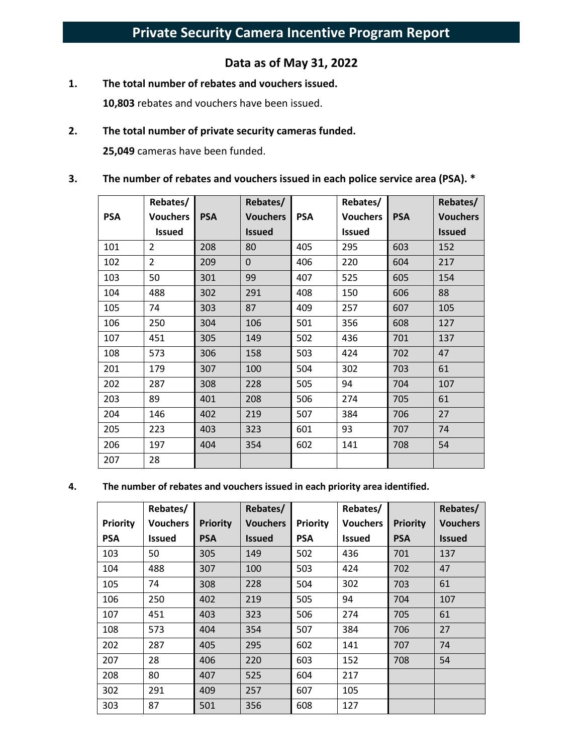# Private Security Camera Incentive Program Report

## Data as of May 31, 2022

1. **The total number of rebates and vouchers issued.**

   **10,803** rebates and vouchers have been issued.

2. **The total number of private security cameras funded.**

   **25,049** cameras have been funded.

3. **The number of rebates and vouchers issued in each police service area (PSA). ***

| PSA | Rebates/ Vouchers Issued | PSA | Rebates/ Vouchers Issued | PSA | Rebates/ Vouchers Issued | PSA | Rebates/ Vouchers Issued |
|---|---|---|---|---|---|---|---|
| 101 | 2 | 208 | 80 | 405 | 295 | 603 | 152 |
| 102 | 2 | 209 | 0 | 406 | 220 | 604 | 217 |
| 103 | 50 | 301 | 99 | 407 | 525 | 605 | 154 |
| 104 | 488 | 302 | 291 | 408 | 150 | 606 | 88 |
| 105 | 74 | 303 | 87 | 409 | 257 | 607 | 105 |
| 106 | 250 | 304 | 106 | 501 | 356 | 608 | 127 |
| 107 | 451 | 305 | 149 | 502 | 436 | 701 | 137 |
| 108 | 573 | 306 | 158 | 503 | 424 | 702 | 47 |
| 201 | 179 | 307 | 100 | 504 | 302 | 703 | 61 |
| 202 | 287 | 308 | 228 | 505 | 94 | 704 | 107 |
| 203 | 89 | 401 | 208 | 506 | 274 | 705 | 61 |
| 204 | 146 | 402 | 219 | 507 | 384 | 706 | 27 |
| 205 | 223 | 403 | 323 | 601 | 93 | 707 | 74 |
| 206 | 197 | 404 | 354 | 602 | 141 | 708 | 54 |
| 207 | 28 | | | | | | |

4. **The number of rebates and vouchers issued in each priority area identified.**

| Priority PSA | Rebates/ Vouchers Issued | Priority PSA | Rebates/ Vouchers Issued | Priority PSA | Rebates/ Vouchers Issued | Priority PSA | Rebates/ Vouchers Issued |
|---|---|---|---|---|---|---|---|
| 103 | 50 | 305 | 149 | 502 | 436 | 701 | 137 |
| 104 | 488 | 307 | 100 | 503 | 424 | 702 | 47 |
| 105 | 74 | 308 | 228 | 504 | 302 | 703 | 61 |
| 106 | 250 | 402 | 219 | 505 | 94 | 704 | 107 |
| 107 | 451 | 403 | 323 | 506 | 274 | 705 | 61 |
| 108 | 573 | 404 | 354 | 507 | 384 | 706 | 27 |
| 202 | 287 | 405 | 295 | 602 | 141 | 707 | 74 |
| 207 | 28 | 406 | 220 | 603 | 152 | 708 | 54 |
| 208 | 80 | 407 | 525 | 604 | 217 | | |
| 302 | 291 | 409 | 257 | 607 | 105 | | |
| 303 | 87 | 501 | 356 | 608 | 127 | | |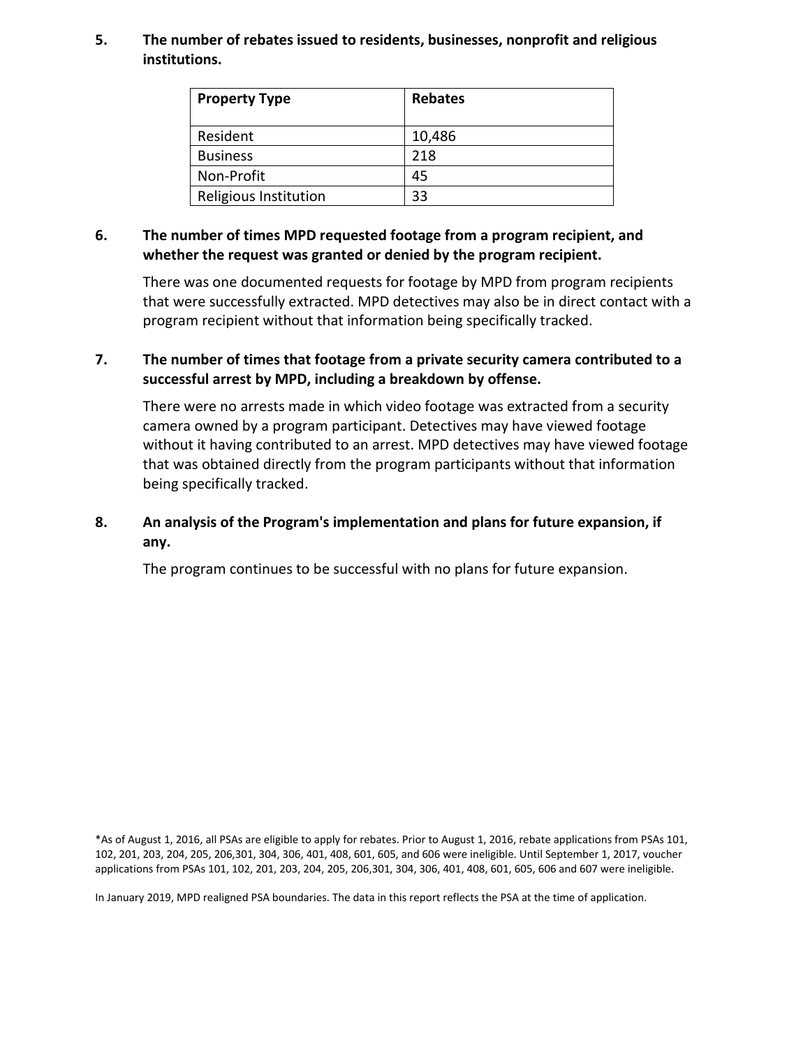**5. The number of rebates issued to residents, businesses, nonprofit and religious institutions.**

| Property Type | Rebates |
|---|---|
| Resident | 10,486 |
| Business | 218 |
| Non-Profit | 45 |
| Religious Institution | 33 |

**6. The number of times MPD requested footage from a program recipient, and whether the request was granted or denied by the program recipient.**

There was one documented requests for footage by MPD from program recipients that were successfully extracted. MPD detectives may also be in direct contact with a program recipient without that information being specifically tracked.

**7. The number of times that footage from a private security camera contributed to a successful arrest by MPD, including a breakdown by offense.**

There were no arrests made in which video footage was extracted from a security camera owned by a program participant. Detectives may have viewed footage without it having contributed to an arrest. MPD detectives may have viewed footage that was obtained directly from the program participants without that information being specifically tracked.

**8. An analysis of the Program's implementation and plans for future expansion, if any.**

The program continues to be successful with no plans for future expansion.

*As of August 1, 2016, all PSAs are eligible to apply for rebates. Prior to August 1, 2016, rebate applications from PSAs 101, 102, 201, 203, 204, 205, 206,301, 304, 306, 401, 408, 601, 605, and 606 were ineligible. Until September 1, 2017, voucher applications from PSAs 101, 102, 201, 203, 204, 205, 206,301, 304, 306, 401, 408, 601, 605, 606 and 607 were ineligible.

In January 2019, MPD realigned PSA boundaries. The data in this report reflects the PSA at the time of application.